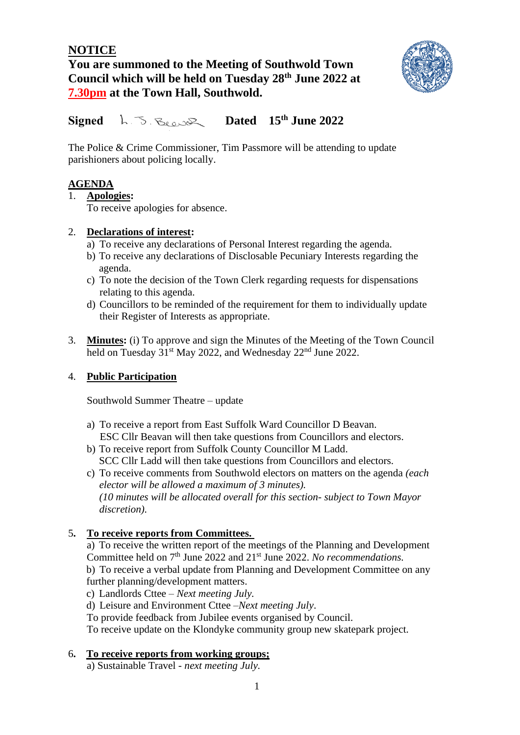# NOTICE

**You are summoned to the Meeting of Southwold Town Council which will be held on Tuesday 28th June 2022 at 7.30pm at the Town Hall, Southwold.**

**Signed** L. S. Beaver **Dated 15th June 2022**

The Police & Crime Commissioner, Tim Passmore will be attending to update parishioners about policing locally.

## AGENDA

1. **Apologies:**
   To receive apologies for absence.

2. **Declarations of interest:**
   a) To receive any declarations of Personal Interest regarding the agenda.
   b) To receive any declarations of Disclosable Pecuniary Interests regarding the agenda.
   c) To note the decision of the Town Clerk regarding requests for dispensations relating to this agenda.
   d) Councillors to be reminded of the requirement for them to individually update their Register of Interests as appropriate.

3. **Minutes:** (i) To approve and sign the Minutes of the Meeting of the Town Council held on Tuesday 31st May 2022, and Wednesday 22nd June 2022.

4. **Public Participation**

   Southwold Summer Theatre – update

   a) To receive a report from East Suffolk Ward Councillor D Beavan.
      ESC Cllr Beavan will then take questions from Councillors and electors.
   b) To receive report from Suffolk County Councillor M Ladd.
      SCC Cllr Ladd will then take questions from Councillors and electors.
   c) To receive comments from Southwold electors on matters on the agenda *(each elector will be allowed a maximum of 3 minutes).*
      *(10 minutes will be allocated overall for this section- subject to Town Mayor discretion).*

5. **To receive reports from Committees.**
   a) To receive the written report of the meetings of the Planning and Development Committee held on 7th June 2022 and 21st June 2022. *No recommendations.*
   b) To receive a verbal update from Planning and Development Committee on any further planning/development matters.
   c) Landlords Cttee – *Next meeting July.*
   d) Leisure and Environment Cttee –*Next meeting July*.
   To provide feedback from Jubilee events organised by Council.
   To receive update on the Klondyke community group new skatepark project.

6. **To receive reports from working groups;**
   a) Sustainable Travel - *next meeting July.*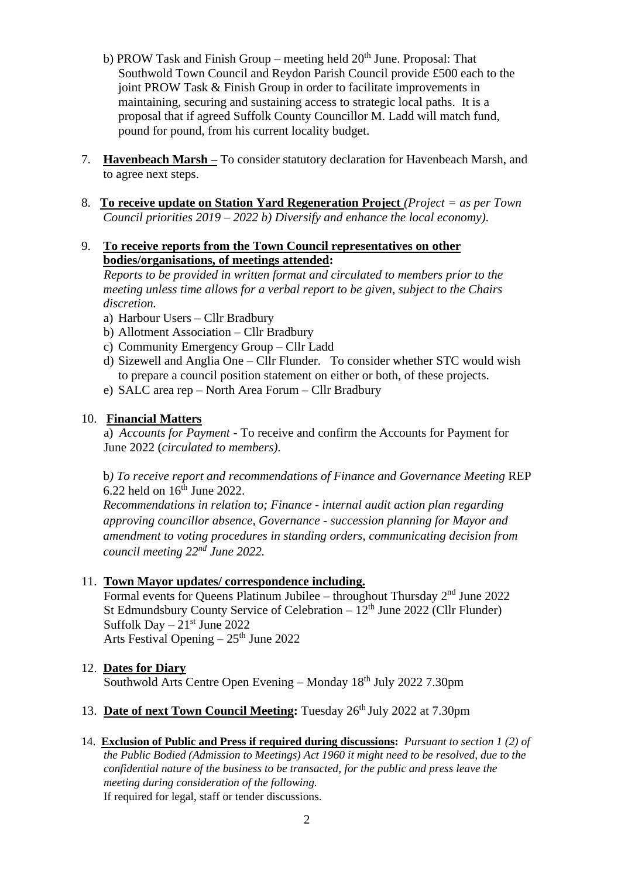b) PROW Task and Finish Group – meeting held 20th June. Proposal: That Southwold Town Council and Reydon Parish Council provide £500 each to the joint PROW Task & Finish Group in order to facilitate improvements in maintaining, securing and sustaining access to strategic local paths. It is a proposal that if agreed Suffolk County Councillor M. Ladd will match fund, pound for pound, from his current locality budget.

7. **Havenbeach Marsh –** To consider statutory declaration for Havenbeach Marsh, and to agree next steps.

8. **To receive update on Station Yard Regeneration Project** *(Project = as per Town Council priorities 2019 – 2022 b) Diversify and enhance the local economy).*

9. **To receive reports from the Town Council representatives on other bodies/organisations, of meetings attended:**
   *Reports to be provided in written format and circulated to members prior to the meeting unless time allows for a verbal report to be given, subject to the Chairs discretion.*
   a) Harbour Users – Cllr Bradbury
   b) Allotment Association – Cllr Bradbury
   c) Community Emergency Group – Cllr Ladd
   d) Sizewell and Anglia One – Cllr Flunder. To consider whether STC would wish to prepare a council position statement on either or both, of these projects.
   e) SALC area rep – North Area Forum – Cllr Bradbury

10. **Financial Matters**
    a) *Accounts for Payment* - To receive and confirm the Accounts for Payment for June 2022 (*circulated to members).*

    b*) To receive report and recommendations of Finance and Governance Meeting* REP 6.22 held on 16th June 2022.
    *Recommendations in relation to; Finance - internal audit action plan regarding approving councillor absence, Governance - succession planning for Mayor and amendment to voting procedures in standing orders, communicating decision from council meeting 22nd June 2022.*

11. **Town Mayor updates/ correspondence including.**
    Formal events for Queens Platinum Jubilee – throughout Thursday 2nd June 2022
    St Edmundsbury County Service of Celebration – 12th June 2022 (Cllr Flunder)
    Suffolk Day – 21st June 2022
    Arts Festival Opening – 25th June 2022

12. **Dates for Diary**
    Southwold Arts Centre Open Evening – Monday 18th July 2022 7.30pm

13. **Date of next Town Council Meeting:** Tuesday 26th July 2022 at 7.30pm

14. **Exclusion of Public and Press if required during discussions:** *Pursuant to section 1 (2) of the Public Bodied (Admission to Meetings) Act 1960 it might need to be resolved, due to the confidential nature of the business to be transacted, for the public and press leave the meeting during consideration of the following.*
    If required for legal, staff or tender discussions.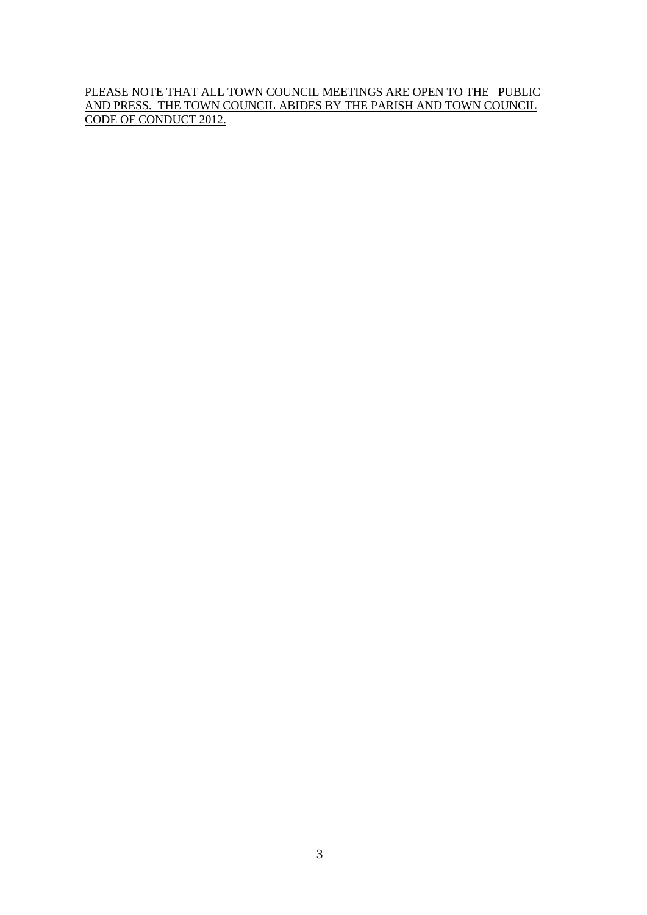<u>PLEASE NOTE THAT ALL TOWN COUNCIL MEETINGS ARE OPEN TO THE PUBLIC AND PRESS. THE TOWN COUNCIL ABIDES BY THE PARISH AND TOWN COUNCIL CODE OF CONDUCT 2012.</u>